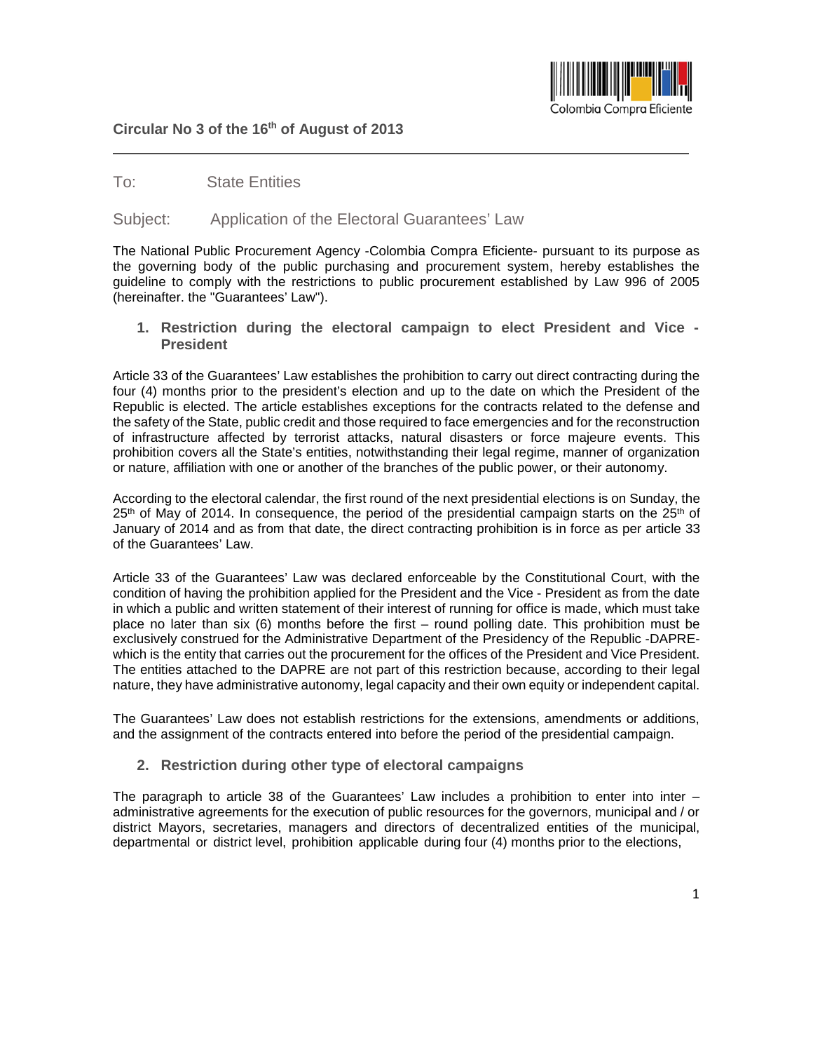**Circular No 3 of the 16th of August of 2013**

To: State Entities

Subject: Application of the Electoral Guarantees' Law

The National Public Procurement Agency -Colombia Compra Eficiente- pursuant to its purpose as the governing body of the public purchasing and procurement system, hereby establishes the guideline to comply with the restrictions to public procurement established by Law 996 of 2005 (hereinafter. the "Guarantees' Law").

## 1. Restriction during the electoral campaign to elect President and Vice - President

Article 33 of the Guarantees' Law establishes the prohibition to carry out direct contracting during the four (4) months prior to the president's election and up to the date on which the President of the Republic is elected. The article establishes exceptions for the contracts related to the defense and the safety of the State, public credit and those required to face emergencies and for the reconstruction of infrastructure affected by terrorist attacks, natural disasters or force majeure events. This prohibition covers all the State's entities, notwithstanding their legal regime, manner of organization or nature, affiliation with one or another of the branches of the public power, or their autonomy.

According to the electoral calendar, the first round of the next presidential elections is on Sunday, the 25th of May of 2014. In consequence, the period of the presidential campaign starts on the 25th of January of 2014 and as from that date, the direct contracting prohibition is in force as per article 33 of the Guarantees' Law.

Article 33 of the Guarantees' Law was declared enforceable by the Constitutional Court, with the condition of having the prohibition applied for the President and the Vice - President as from the date in which a public and written statement of their interest of running for office is made, which must take place no later than six (6) months before the first – round polling date. This prohibition must be exclusively construed for the Administrative Department of the Presidency of the Republic -DAPRE- which is the entity that carries out the procurement for the offices of the President and Vice President. The entities attached to the DAPRE are not part of this restriction because, according to their legal nature, they have administrative autonomy, legal capacity and their own equity or independent capital.

The Guarantees' Law does not establish restrictions for the extensions, amendments or additions, and the assignment of the contracts entered into before the period of the presidential campaign.

## 2. Restriction during other type of electoral campaigns

The paragraph to article 38 of the Guarantees' Law includes a prohibition to enter into inter – administrative agreements for the execution of public resources for the governors, municipal and / or district Mayors, secretaries, managers and directors of decentralized entities of the municipal, departmental or district level, prohibition applicable during four (4) months prior to the elections,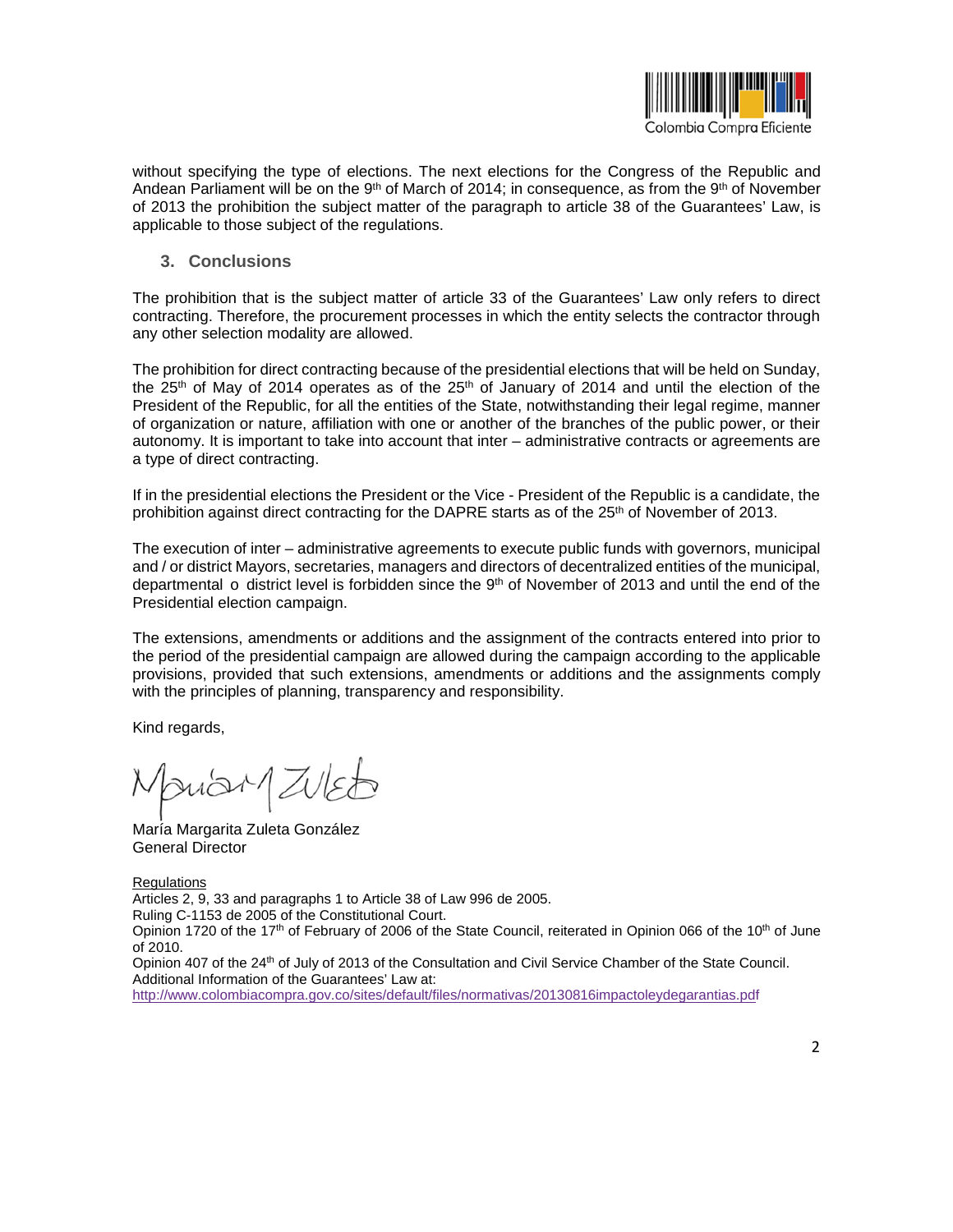without specifying the type of elections. The next elections for the Congress of the Republic and Andean Parliament will be on the 9th of March of 2014; in consequence, as from the 9th of November of 2013 the prohibition the subject matter of the paragraph to article 38 of the Guarantees' Law, is applicable to those subject of the regulations.

## 3. Conclusions

The prohibition that is the subject matter of article 33 of the Guarantees' Law only refers to direct contracting. Therefore, the procurement processes in which the entity selects the contractor through any other selection modality are allowed.

The prohibition for direct contracting because of the presidential elections that will be held on Sunday, the 25th of May of 2014 operates as of the 25th of January of 2014 and until the election of the President of the Republic, for all the entities of the State, notwithstanding their legal regime, manner of organization or nature, affiliation with one or another of the branches of the public power, or their autonomy. It is important to take into account that inter – administrative contracts or agreements are a type of direct contracting.

If in the presidential elections the President or the Vice - President of the Republic is a candidate, the prohibition against direct contracting for the DAPRE starts as of the 25th of November of 2013.

The execution of inter – administrative agreements to execute public funds with governors, municipal and / or district Mayors, secretaries, managers and directors of decentralized entities of the municipal, departmental o district level is forbidden since the 9th of November of 2013 and until the end of the Presidential election campaign.

The extensions, amendments or additions and the assignment of the contracts entered into prior to the period of the presidential campaign are allowed during the campaign according to the applicable provisions, provided that such extensions, amendments or additions and the assignments comply with the principles of planning, transparency and responsibility.

Kind regards,

María Margarita Zuleta González
General Director

Regulations
Articles 2, 9, 33 and paragraphs 1 to Article 38 of Law 996 de 2005.
Ruling C-1153 de 2005 of the Constitutional Court.
Opinion 1720 of the 17th of February of 2006 of the State Council, reiterated in Opinion 066 of the 10th of June of 2010.
Opinion 407 of the 24th of July of 2013 of the Consultation and Civil Service Chamber of the State Council.
Additional Information of the Guarantees' Law at:
http://www.colombiacompra.gov.co/sites/default/files/normativas/20130816impactoleydegarantias.pdf